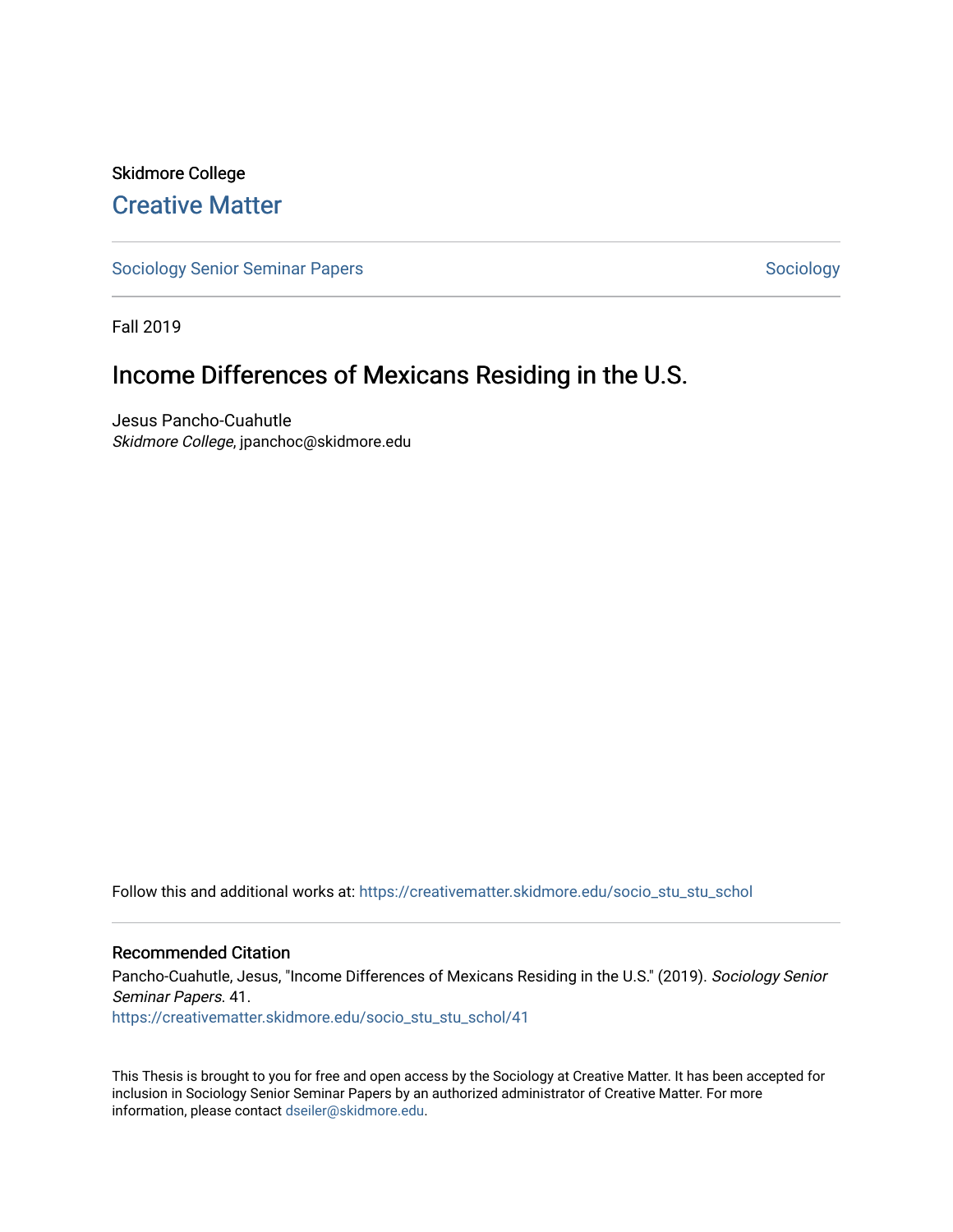Skidmore College

# Creative Matter

Sociology Senior Seminar Papers | Sociology

Fall 2019

## Income Differences of Mexicans Residing in the U.S.

Jesus Pancho-Cuahutle
*Skidmore College*, jpanchoc@skidmore.edu

Follow this and additional works at: https://creativematter.skidmore.edu/socio_stu_stu_schol

### Recommended Citation

Pancho-Cuahutle, Jesus, "Income Differences of Mexicans Residing in the U.S." (2019). *Sociology Senior Seminar Papers*. 41.
https://creativematter.skidmore.edu/socio_stu_stu_schol/41

This Thesis is brought to you for free and open access by the Sociology at Creative Matter. It has been accepted for inclusion in Sociology Senior Seminar Papers by an authorized administrator of Creative Matter. For more information, please contact dseiler@skidmore.edu.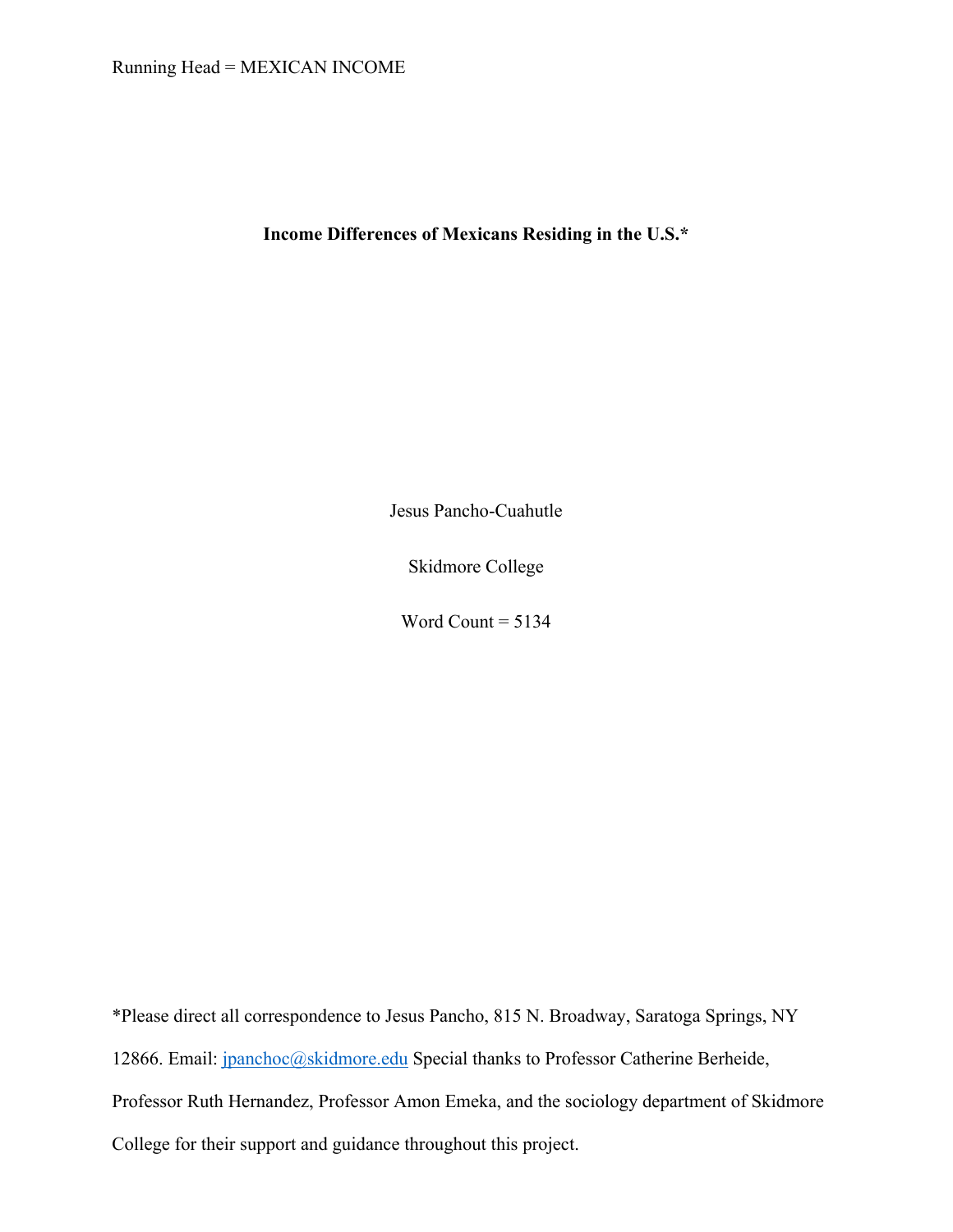Running Head = MEXICAN INCOME

**Income Differences of Mexicans Residing in the U.S.***

Jesus Pancho-Cuahutle

Skidmore College

Word Count = 5134

*Please direct all correspondence to Jesus Pancho, 815 N. Broadway, Saratoga Springs, NY 12866. Email: jpanchoc@skidmore.edu Special thanks to Professor Catherine Berheide, Professor Ruth Hernandez, Professor Amon Emeka, and the sociology department of Skidmore College for their support and guidance throughout this project.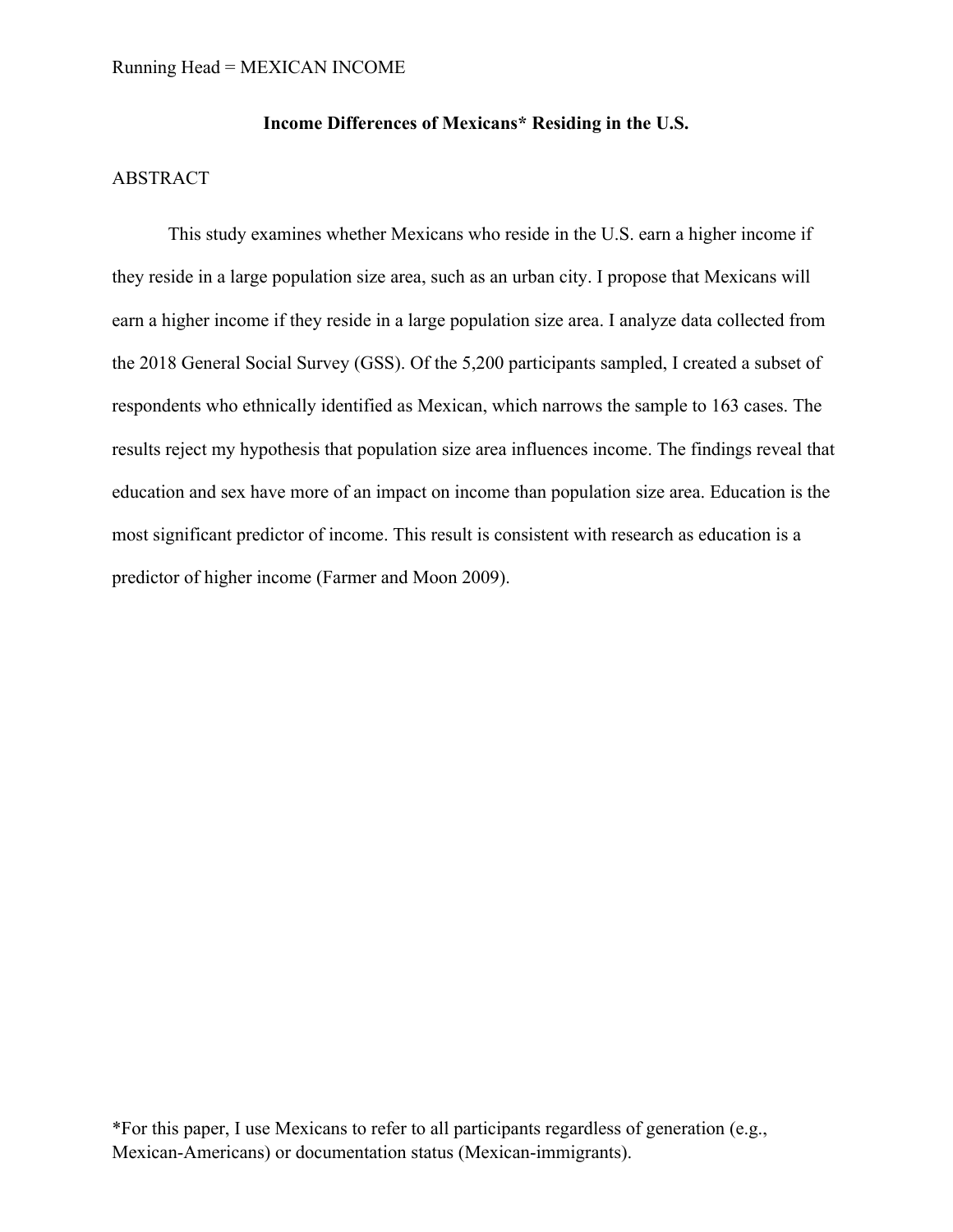**Income Differences of Mexicans* Residing in the U.S.**

ABSTRACT

This study examines whether Mexicans who reside in the U.S. earn a higher income if they reside in a large population size area, such as an urban city. I propose that Mexicans will earn a higher income if they reside in a large population size area. I analyze data collected from the 2018 General Social Survey (GSS). Of the 5,200 participants sampled, I created a subset of respondents who ethnically identified as Mexican, which narrows the sample to 163 cases. The results reject my hypothesis that population size area influences income. The findings reveal that education and sex have more of an impact on income than population size area. Education is the most significant predictor of income. This result is consistent with research as education is a predictor of higher income (Farmer and Moon 2009).

*For this paper, I use Mexicans to refer to all participants regardless of generation (e.g., Mexican-Americans) or documentation status (Mexican-immigrants).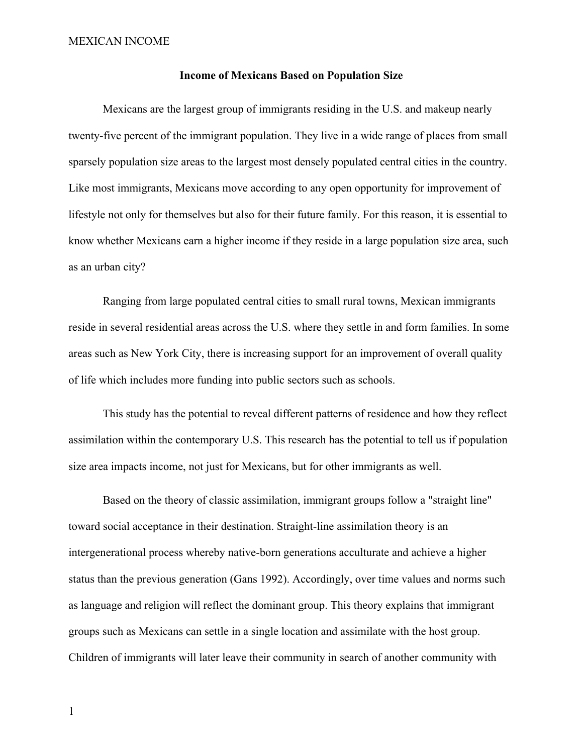**Income of Mexicans Based on Population Size**

Mexicans are the largest group of immigrants residing in the U.S. and makeup nearly twenty-five percent of the immigrant population. They live in a wide range of places from small sparsely population size areas to the largest most densely populated central cities in the country. Like most immigrants, Mexicans move according to any open opportunity for improvement of lifestyle not only for themselves but also for their future family. For this reason, it is essential to know whether Mexicans earn a higher income if they reside in a large population size area, such as an urban city?

Ranging from large populated central cities to small rural towns, Mexican immigrants reside in several residential areas across the U.S. where they settle in and form families. In some areas such as New York City, there is increasing support for an improvement of overall quality of life which includes more funding into public sectors such as schools.

This study has the potential to reveal different patterns of residence and how they reflect assimilation within the contemporary U.S. This research has the potential to tell us if population size area impacts income, not just for Mexicans, but for other immigrants as well.

Based on the theory of classic assimilation, immigrant groups follow a "straight line" toward social acceptance in their destination. Straight-line assimilation theory is an intergenerational process whereby native-born generations acculturate and achieve a higher status than the previous generation (Gans 1992). Accordingly, over time values and norms such as language and religion will reflect the dominant group. This theory explains that immigrant groups such as Mexicans can settle in a single location and assimilate with the host group. Children of immigrants will later leave their community in search of another community with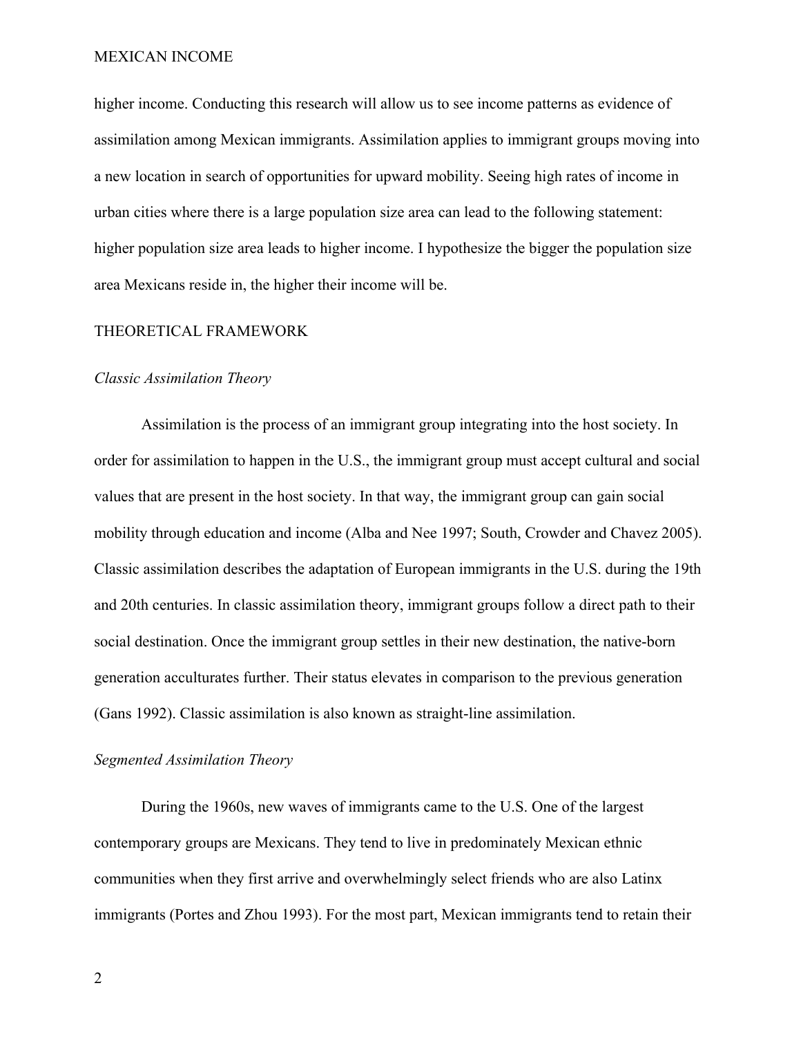higher income. Conducting this research will allow us to see income patterns as evidence of assimilation among Mexican immigrants. Assimilation applies to immigrant groups moving into a new location in search of opportunities for upward mobility. Seeing high rates of income in urban cities where there is a large population size area can lead to the following statement: higher population size area leads to higher income. I hypothesize the bigger the population size area Mexicans reside in, the higher their income will be.

## THEORETICAL FRAMEWORK

### *Classic Assimilation Theory*

Assimilation is the process of an immigrant group integrating into the host society. In order for assimilation to happen in the U.S., the immigrant group must accept cultural and social values that are present in the host society. In that way, the immigrant group can gain social mobility through education and income (Alba and Nee 1997; South, Crowder and Chavez 2005). Classic assimilation describes the adaptation of European immigrants in the U.S. during the 19th and 20th centuries. In classic assimilation theory, immigrant groups follow a direct path to their social destination. Once the immigrant group settles in their new destination, the native-born generation acculturates further. Their status elevates in comparison to the previous generation (Gans 1992). Classic assimilation is also known as straight-line assimilation.

### *Segmented Assimilation Theory*

During the 1960s, new waves of immigrants came to the U.S. One of the largest contemporary groups are Mexicans. They tend to live in predominately Mexican ethnic communities when they first arrive and overwhelmingly select friends who are also Latinx immigrants (Portes and Zhou 1993). For the most part, Mexican immigrants tend to retain their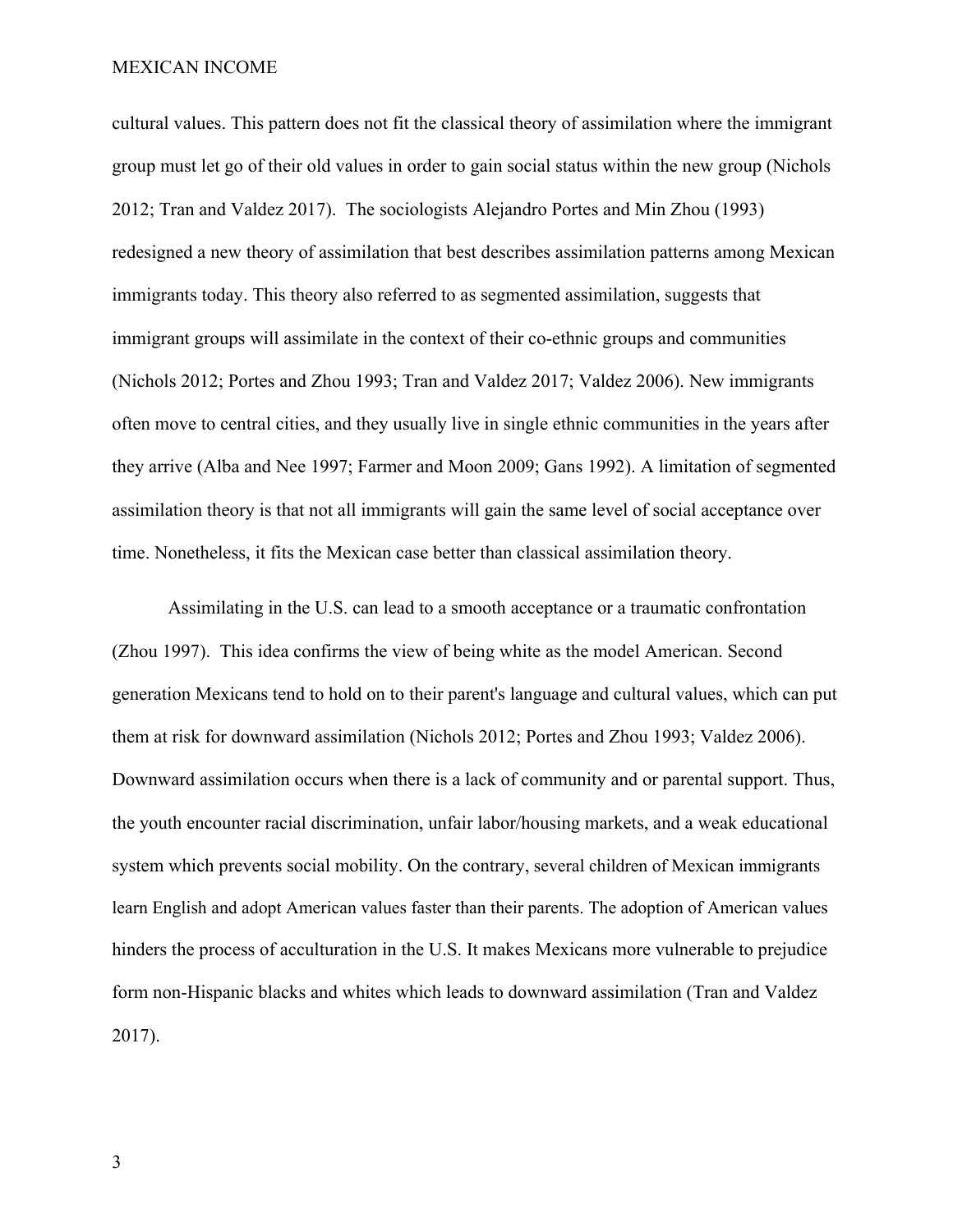cultural values. This pattern does not fit the classical theory of assimilation where the immigrant group must let go of their old values in order to gain social status within the new group (Nichols 2012; Tran and Valdez 2017). The sociologists Alejandro Portes and Min Zhou (1993) redesigned a new theory of assimilation that best describes assimilation patterns among Mexican immigrants today. This theory also referred to as segmented assimilation, suggests that immigrant groups will assimilate in the context of their co-ethnic groups and communities (Nichols 2012; Portes and Zhou 1993; Tran and Valdez 2017; Valdez 2006). New immigrants often move to central cities, and they usually live in single ethnic communities in the years after they arrive (Alba and Nee 1997; Farmer and Moon 2009; Gans 1992). A limitation of segmented assimilation theory is that not all immigrants will gain the same level of social acceptance over time. Nonetheless, it fits the Mexican case better than classical assimilation theory.

Assimilating in the U.S. can lead to a smooth acceptance or a traumatic confrontation (Zhou 1997). This idea confirms the view of being white as the model American. Second generation Mexicans tend to hold on to their parent's language and cultural values, which can put them at risk for downward assimilation (Nichols 2012; Portes and Zhou 1993; Valdez 2006). Downward assimilation occurs when there is a lack of community and or parental support. Thus, the youth encounter racial discrimination, unfair labor/housing markets, and a weak educational system which prevents social mobility. On the contrary, several children of Mexican immigrants learn English and adopt American values faster than their parents. The adoption of American values hinders the process of acculturation in the U.S. It makes Mexicans more vulnerable to prejudice form non-Hispanic blacks and whites which leads to downward assimilation (Tran and Valdez 2017).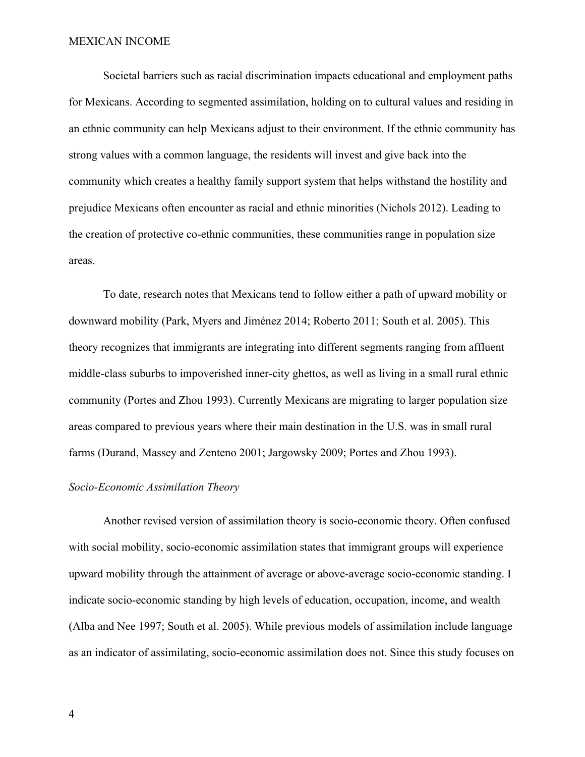Societal barriers such as racial discrimination impacts educational and employment paths for Mexicans. According to segmented assimilation, holding on to cultural values and residing in an ethnic community can help Mexicans adjust to their environment. If the ethnic community has strong values with a common language, the residents will invest and give back into the community which creates a healthy family support system that helps withstand the hostility and prejudice Mexicans often encounter as racial and ethnic minorities (Nichols 2012). Leading to the creation of protective co-ethnic communities, these communities range in population size areas.

To date, research notes that Mexicans tend to follow either a path of upward mobility or downward mobility (Park, Myers and Jiménez 2014; Roberto 2011; South et al. 2005). This theory recognizes that immigrants are integrating into different segments ranging from affluent middle-class suburbs to impoverished inner-city ghettos, as well as living in a small rural ethnic community (Portes and Zhou 1993). Currently Mexicans are migrating to larger population size areas compared to previous years where their main destination in the U.S. was in small rural farms (Durand, Massey and Zenteno 2001; Jargowsky 2009; Portes and Zhou 1993).

*Socio-Economic Assimilation Theory*

Another revised version of assimilation theory is socio-economic theory. Often confused with social mobility, socio-economic assimilation states that immigrant groups will experience upward mobility through the attainment of average or above-average socio-economic standing. I indicate socio-economic standing by high levels of education, occupation, income, and wealth (Alba and Nee 1997; South et al. 2005). While previous models of assimilation include language as an indicator of assimilating, socio-economic assimilation does not. Since this study focuses on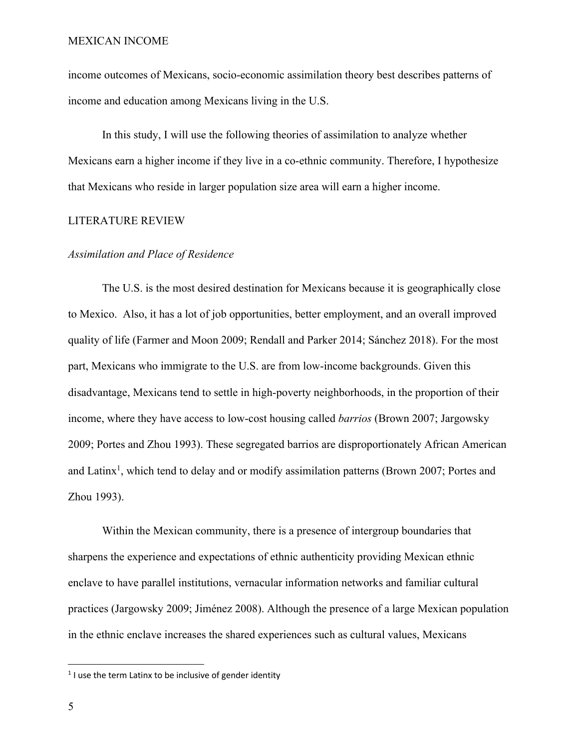income outcomes of Mexicans, socio-economic assimilation theory best describes patterns of income and education among Mexicans living in the U.S.

In this study, I will use the following theories of assimilation to analyze whether Mexicans earn a higher income if they live in a co-ethnic community. Therefore, I hypothesize that Mexicans who reside in larger population size area will earn a higher income.

## LITERATURE REVIEW

### *Assimilation and Place of Residence*

The U.S. is the most desired destination for Mexicans because it is geographically close to Mexico. Also, it has a lot of job opportunities, better employment, and an overall improved quality of life (Farmer and Moon 2009; Rendall and Parker 2014; Sánchez 2018). For the most part, Mexicans who immigrate to the U.S. are from low-income backgrounds. Given this disadvantage, Mexicans tend to settle in high-poverty neighborhoods, in the proportion of their income, where they have access to low-cost housing called *barrios* (Brown 2007; Jargowsky 2009; Portes and Zhou 1993). These segregated barrios are disproportionately African American and Latinx[1], which tend to delay and or modify assimilation patterns (Brown 2007; Portes and Zhou 1993).

Within the Mexican community, there is a presence of intergroup boundaries that sharpens the experience and expectations of ethnic authenticity providing Mexican ethnic enclave to have parallel institutions, vernacular information networks and familiar cultural practices (Jargowsky 2009; Jiménez 2008). Although the presence of a large Mexican population in the ethnic enclave increases the shared experiences such as cultural values, Mexicans

[1] I use the term Latinx to be inclusive of gender identity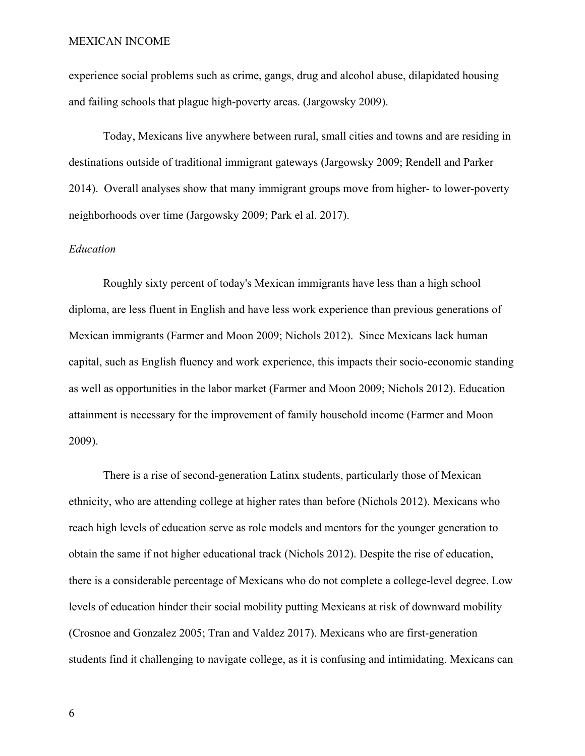experience social problems such as crime, gangs, drug and alcohol abuse, dilapidated housing and failing schools that plague high-poverty areas. (Jargowsky 2009).

Today, Mexicans live anywhere between rural, small cities and towns and are residing in destinations outside of traditional immigrant gateways (Jargowsky 2009; Rendell and Parker 2014). Overall analyses show that many immigrant groups move from higher- to lower-poverty neighborhoods over time (Jargowsky 2009; Park el al. 2017).

*Education*

Roughly sixty percent of today's Mexican immigrants have less than a high school diploma, are less fluent in English and have less work experience than previous generations of Mexican immigrants (Farmer and Moon 2009; Nichols 2012). Since Mexicans lack human capital, such as English fluency and work experience, this impacts their socio-economic standing as well as opportunities in the labor market (Farmer and Moon 2009; Nichols 2012). Education attainment is necessary for the improvement of family household income (Farmer and Moon 2009).

There is a rise of second-generation Latinx students, particularly those of Mexican ethnicity, who are attending college at higher rates than before (Nichols 2012). Mexicans who reach high levels of education serve as role models and mentors for the younger generation to obtain the same if not higher educational track (Nichols 2012). Despite the rise of education, there is a considerable percentage of Mexicans who do not complete a college-level degree. Low levels of education hinder their social mobility putting Mexicans at risk of downward mobility (Crosnoe and Gonzalez 2005; Tran and Valdez 2017). Mexicans who are first-generation students find it challenging to navigate college, as it is confusing and intimidating. Mexicans can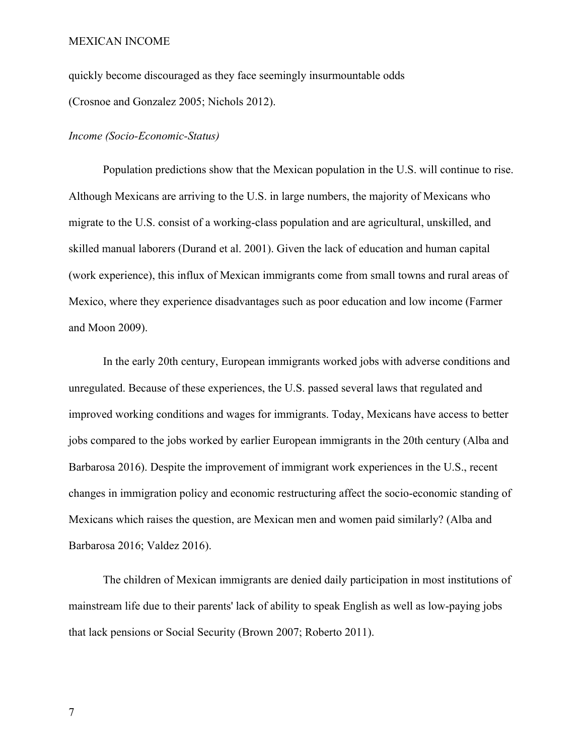quickly become discouraged as they face seemingly insurmountable odds (Crosnoe and Gonzalez 2005; Nichols 2012).

*Income (Socio-Economic-Status)*

Population predictions show that the Mexican population in the U.S. will continue to rise. Although Mexicans are arriving to the U.S. in large numbers, the majority of Mexicans who migrate to the U.S. consist of a working-class population and are agricultural, unskilled, and skilled manual laborers (Durand et al. 2001). Given the lack of education and human capital (work experience), this influx of Mexican immigrants come from small towns and rural areas of Mexico, where they experience disadvantages such as poor education and low income (Farmer and Moon 2009).

In the early 20th century, European immigrants worked jobs with adverse conditions and unregulated. Because of these experiences, the U.S. passed several laws that regulated and improved working conditions and wages for immigrants. Today, Mexicans have access to better jobs compared to the jobs worked by earlier European immigrants in the 20th century (Alba and Barbarosa 2016). Despite the improvement of immigrant work experiences in the U.S., recent changes in immigration policy and economic restructuring affect the socio-economic standing of Mexicans which raises the question, are Mexican men and women paid similarly? (Alba and Barbarosa 2016; Valdez 2016).

The children of Mexican immigrants are denied daily participation in most institutions of mainstream life due to their parents' lack of ability to speak English as well as low-paying jobs that lack pensions or Social Security (Brown 2007; Roberto 2011).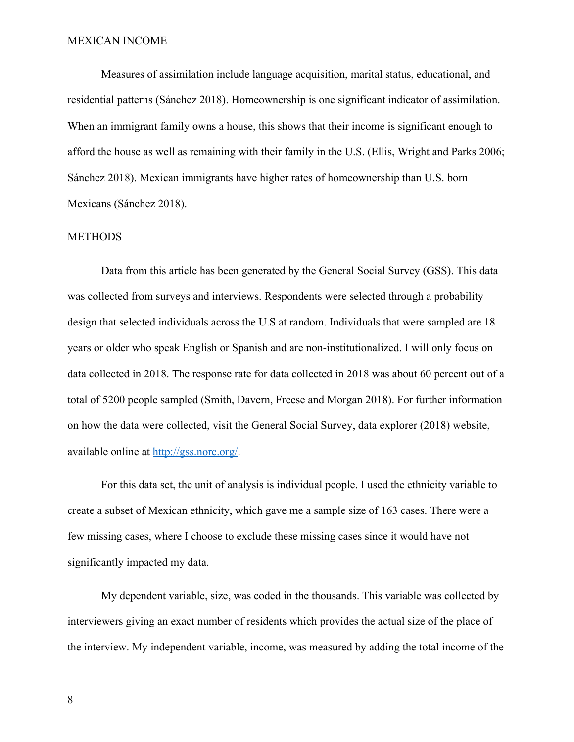Measures of assimilation include language acquisition, marital status, educational, and residential patterns (Sánchez 2018). Homeownership is one significant indicator of assimilation. When an immigrant family owns a house, this shows that their income is significant enough to afford the house as well as remaining with their family in the U.S. (Ellis, Wright and Parks 2006; Sánchez 2018). Mexican immigrants have higher rates of homeownership than U.S. born Mexicans (Sánchez 2018).

## METHODS

Data from this article has been generated by the General Social Survey (GSS). This data was collected from surveys and interviews. Respondents were selected through a probability design that selected individuals across the U.S at random. Individuals that were sampled are 18 years or older who speak English or Spanish and are non-institutionalized. I will only focus on data collected in 2018. The response rate for data collected in 2018 was about 60 percent out of a total of 5200 people sampled (Smith, Davern, Freese and Morgan 2018). For further information on how the data were collected, visit the General Social Survey, data explorer (2018) website, available online at [http://gss.norc.org/](http://gss.norc.org/).

For this data set, the unit of analysis is individual people. I used the ethnicity variable to create a subset of Mexican ethnicity, which gave me a sample size of 163 cases. There were a few missing cases, where I choose to exclude these missing cases since it would have not significantly impacted my data.

My dependent variable, size, was coded in the thousands. This variable was collected by interviewers giving an exact number of residents which provides the actual size of the place of the interview. My independent variable, income, was measured by adding the total income of the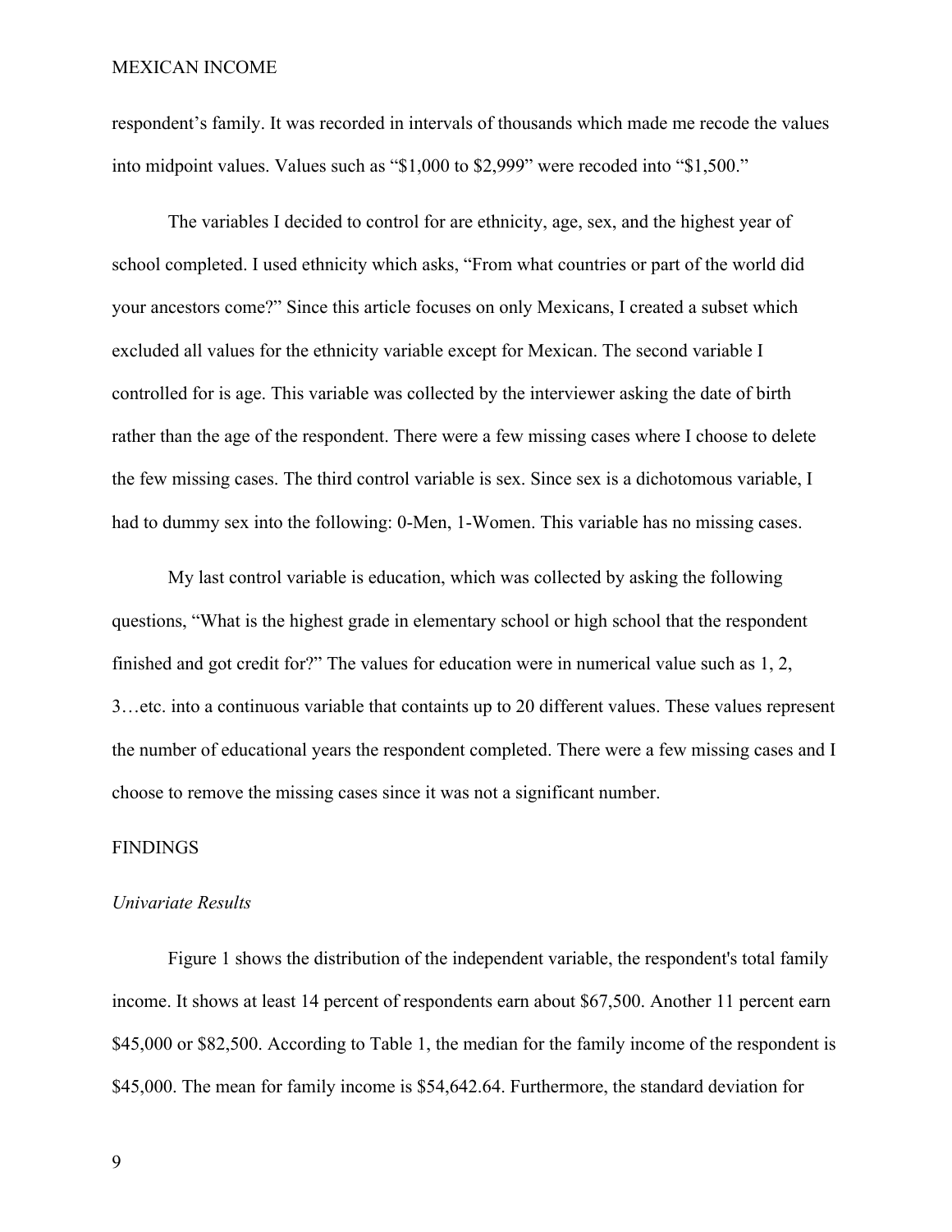respondent's family. It was recorded in intervals of thousands which made me recode the values into midpoint values. Values such as "$1,000 to $2,999" were recoded into "$1,500."

The variables I decided to control for are ethnicity, age, sex, and the highest year of school completed. I used ethnicity which asks, "From what countries or part of the world did your ancestors come?" Since this article focuses on only Mexicans, I created a subset which excluded all values for the ethnicity variable except for Mexican. The second variable I controlled for is age. This variable was collected by the interviewer asking the date of birth rather than the age of the respondent. There were a few missing cases where I choose to delete the few missing cases. The third control variable is sex. Since sex is a dichotomous variable, I had to dummy sex into the following: 0-Men, 1-Women. This variable has no missing cases.

My last control variable is education, which was collected by asking the following questions, "What is the highest grade in elementary school or high school that the respondent finished and got credit for?" The values for education were in numerical value such as 1, 2, 3…etc. into a continuous variable that containts up to 20 different values. These values represent the number of educational years the respondent completed. There were a few missing cases and I choose to remove the missing cases since it was not a significant number.

## FINDINGS

### *Univariate Results*

Figure 1 shows the distribution of the independent variable, the respondent's total family income. It shows at least 14 percent of respondents earn about $67,500. Another 11 percent earn $45,000 or $82,500. According to Table 1, the median for the family income of the respondent is $45,000. The mean for family income is $54,642.64. Furthermore, the standard deviation for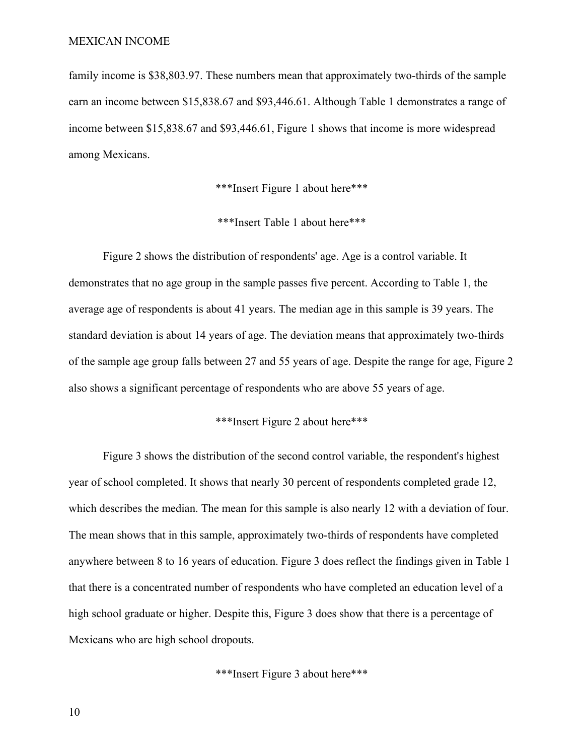family income is $38,803.97. These numbers mean that approximately two-thirds of the sample earn an income between $15,838.67 and $93,446.61. Although Table 1 demonstrates a range of income between $15,838.67 and $93,446.61, Figure 1 shows that income is more widespread among Mexicans.

***Insert Figure 1 about here***

***Insert Table 1 about here***

Figure 2 shows the distribution of respondents' age. Age is a control variable. It demonstrates that no age group in the sample passes five percent. According to Table 1, the average age of respondents is about 41 years. The median age in this sample is 39 years. The standard deviation is about 14 years of age. The deviation means that approximately two-thirds of the sample age group falls between 27 and 55 years of age. Despite the range for age, Figure 2 also shows a significant percentage of respondents who are above 55 years of age.

***Insert Figure 2 about here***

Figure 3 shows the distribution of the second control variable, the respondent's highest year of school completed. It shows that nearly 30 percent of respondents completed grade 12, which describes the median. The mean for this sample is also nearly 12 with a deviation of four. The mean shows that in this sample, approximately two-thirds of respondents have completed anywhere between 8 to 16 years of education. Figure 3 does reflect the findings given in Table 1 that there is a concentrated number of respondents who have completed an education level of a high school graduate or higher. Despite this, Figure 3 does show that there is a percentage of Mexicans who are high school dropouts.

***Insert Figure 3 about here***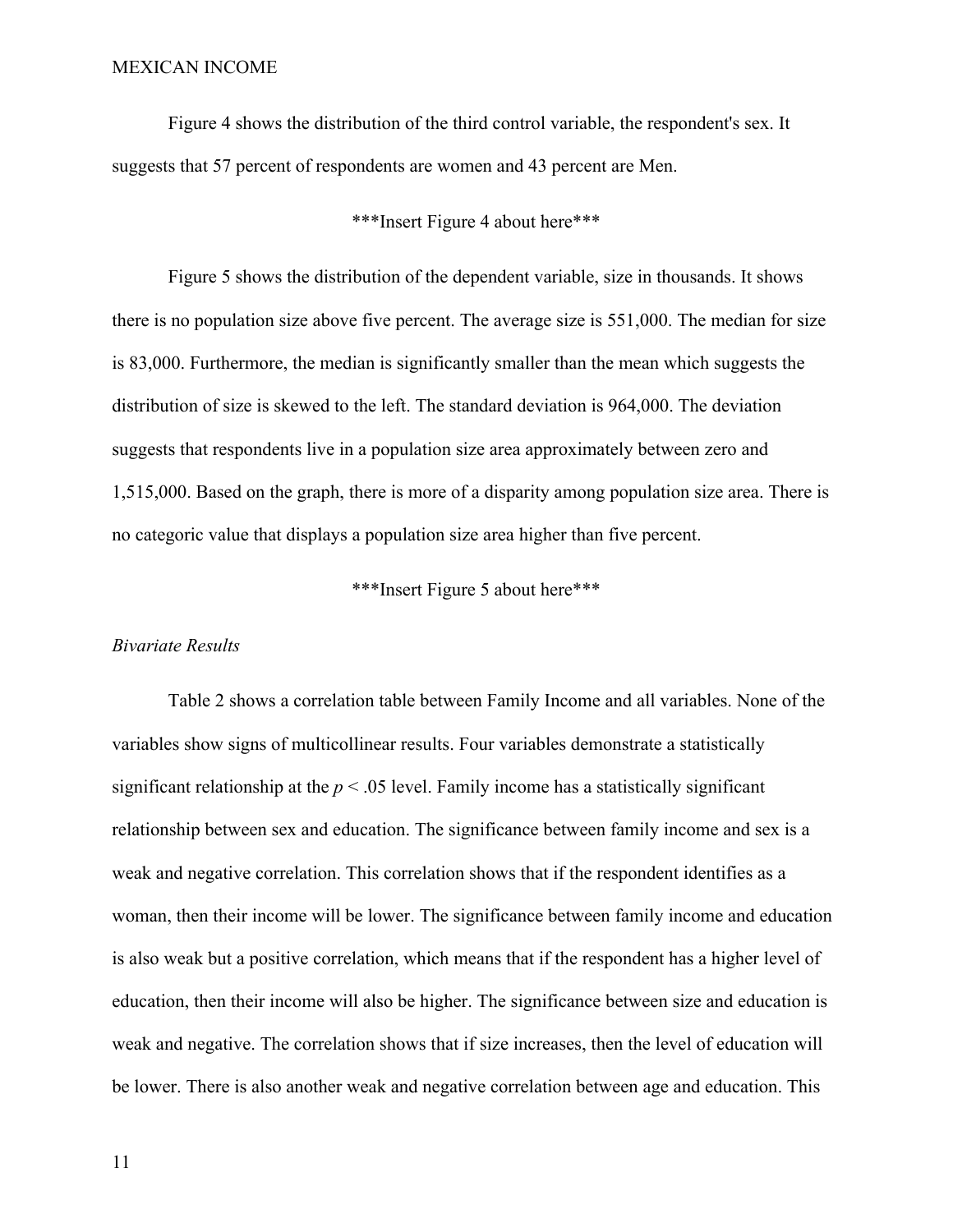Figure 4 shows the distribution of the third control variable, the respondent's sex. It suggests that 57 percent of respondents are women and 43 percent are Men.

***Insert Figure 4 about here***

Figure 5 shows the distribution of the dependent variable, size in thousands. It shows there is no population size above five percent. The average size is 551,000. The median for size is 83,000. Furthermore, the median is significantly smaller than the mean which suggests the distribution of size is skewed to the left. The standard deviation is 964,000. The deviation suggests that respondents live in a population size area approximately between zero and 1,515,000. Based on the graph, there is more of a disparity among population size area. There is no categoric value that displays a population size area higher than five percent.

***Insert Figure 5 about here***

*Bivariate Results*

Table 2 shows a correlation table between Family Income and all variables. None of the variables show signs of multicollinear results. Four variables demonstrate a statistically significant relationship at the $p < .05$ level. Family income has a statistically significant relationship between sex and education. The significance between family income and sex is a weak and negative correlation. This correlation shows that if the respondent identifies as a woman, then their income will be lower. The significance between family income and education is also weak but a positive correlation, which means that if the respondent has a higher level of education, then their income will also be higher. The significance between size and education is weak and negative. The correlation shows that if size increases, then the level of education will be lower. There is also another weak and negative correlation between age and education. This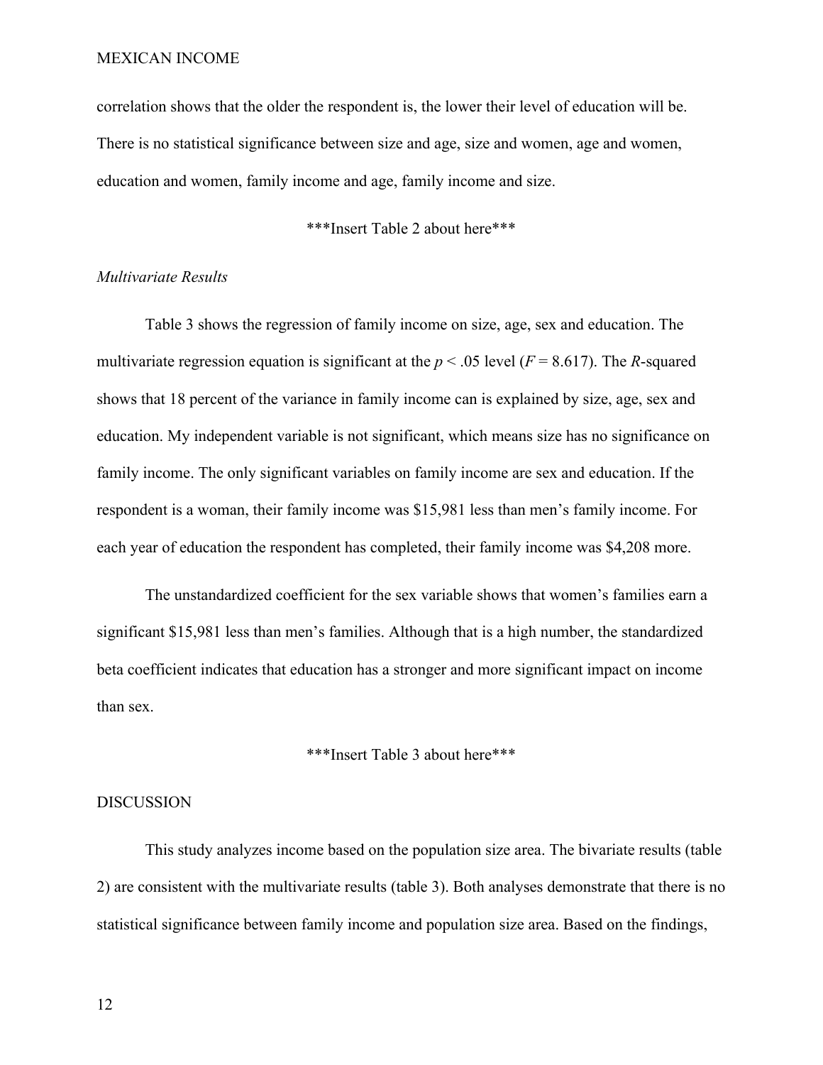correlation shows that the older the respondent is, the lower their level of education will be. There is no statistical significance between size and age, size and women, age and women, education and women, family income and age, family income and size.

***Insert Table 2 about here***

*Multivariate Results*

Table 3 shows the regression of family income on size, age, sex and education. The multivariate regression equation is significant at the $p < .05$ level ($F = 8.617$). The $R$-squared shows that 18 percent of the variance in family income can is explained by size, age, sex and education. My independent variable is not significant, which means size has no significance on family income. The only significant variables on family income are sex and education. If the respondent is a woman, their family income was $15,981 less than men's family income. For each year of education the respondent has completed, their family income was $4,208 more.

The unstandardized coefficient for the sex variable shows that women's families earn a significant $15,981 less than men's families. Although that is a high number, the standardized beta coefficient indicates that education has a stronger and more significant impact on income than sex.

***Insert Table 3 about here***

DISCUSSION

This study analyzes income based on the population size area. The bivariate results (table 2) are consistent with the multivariate results (table 3). Both analyses demonstrate that there is no statistical significance between family income and population size area. Based on the findings,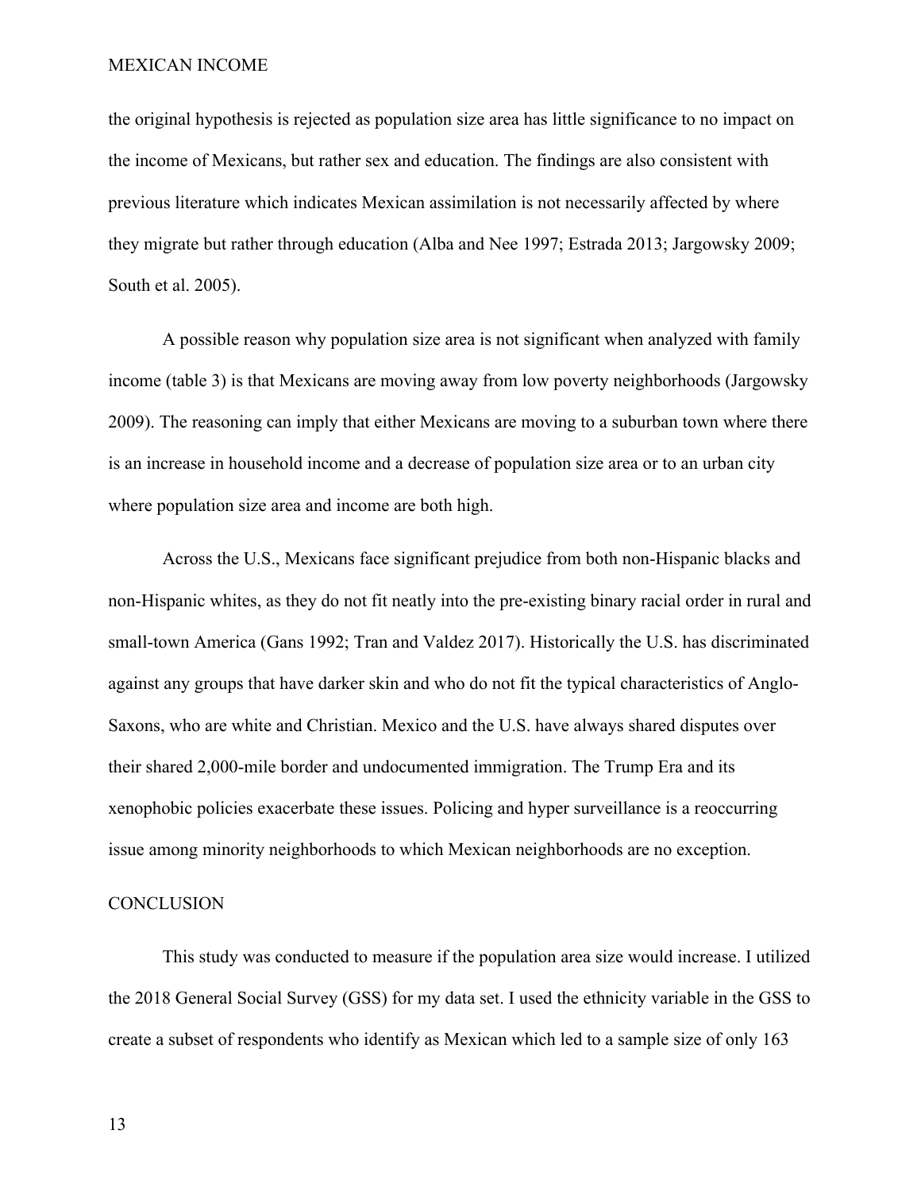the original hypothesis is rejected as population size area has little significance to no impact on the income of Mexicans, but rather sex and education. The findings are also consistent with previous literature which indicates Mexican assimilation is not necessarily affected by where they migrate but rather through education (Alba and Nee 1997; Estrada 2013; Jargowsky 2009; South et al. 2005).

A possible reason why population size area is not significant when analyzed with family income (table 3) is that Mexicans are moving away from low poverty neighborhoods (Jargowsky 2009). The reasoning can imply that either Mexicans are moving to a suburban town where there is an increase in household income and a decrease of population size area or to an urban city where population size area and income are both high.

Across the U.S., Mexicans face significant prejudice from both non-Hispanic blacks and non-Hispanic whites, as they do not fit neatly into the pre-existing binary racial order in rural and small-town America (Gans 1992; Tran and Valdez 2017). Historically the U.S. has discriminated against any groups that have darker skin and who do not fit the typical characteristics of Anglo-Saxons, who are white and Christian. Mexico and the U.S. have always shared disputes over their shared 2,000-mile border and undocumented immigration. The Trump Era and its xenophobic policies exacerbate these issues. Policing and hyper surveillance is a reoccurring issue among minority neighborhoods to which Mexican neighborhoods are no exception.

## CONCLUSION

This study was conducted to measure if the population area size would increase. I utilized the 2018 General Social Survey (GSS) for my data set. I used the ethnicity variable in the GSS to create a subset of respondents who identify as Mexican which led to a sample size of only 163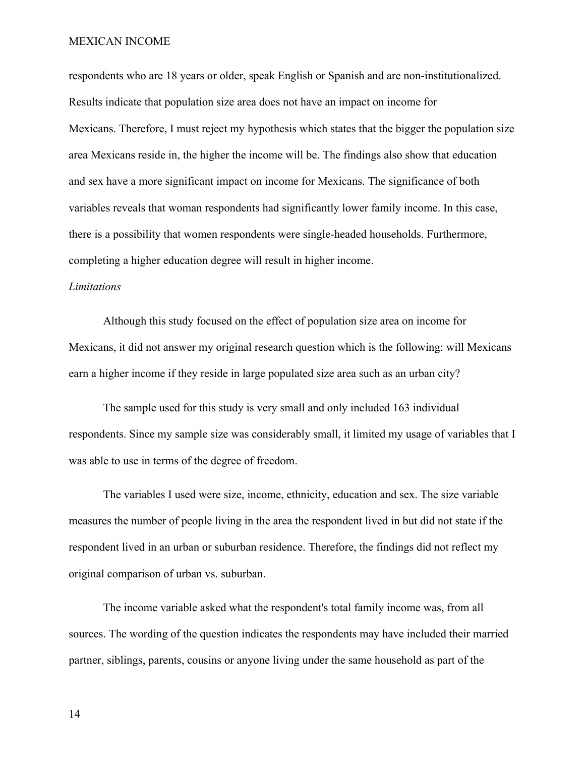respondents who are 18 years or older, speak English or Spanish and are non-institutionalized. Results indicate that population size area does not have an impact on income for Mexicans. Therefore, I must reject my hypothesis which states that the bigger the population size area Mexicans reside in, the higher the income will be. The findings also show that education and sex have a more significant impact on income for Mexicans. The significance of both variables reveals that woman respondents had significantly lower family income. In this case, there is a possibility that women respondents were single-headed households. Furthermore, completing a higher education degree will result in higher income.

*Limitations*

Although this study focused on the effect of population size area on income for Mexicans, it did not answer my original research question which is the following: will Mexicans earn a higher income if they reside in large populated size area such as an urban city?

The sample used for this study is very small and only included 163 individual respondents. Since my sample size was considerably small, it limited my usage of variables that I was able to use in terms of the degree of freedom.

The variables I used were size, income, ethnicity, education and sex. The size variable measures the number of people living in the area the respondent lived in but did not state if the respondent lived in an urban or suburban residence. Therefore, the findings did not reflect my original comparison of urban vs. suburban.

The income variable asked what the respondent's total family income was, from all sources. The wording of the question indicates the respondents may have included their married partner, siblings, parents, cousins or anyone living under the same household as part of the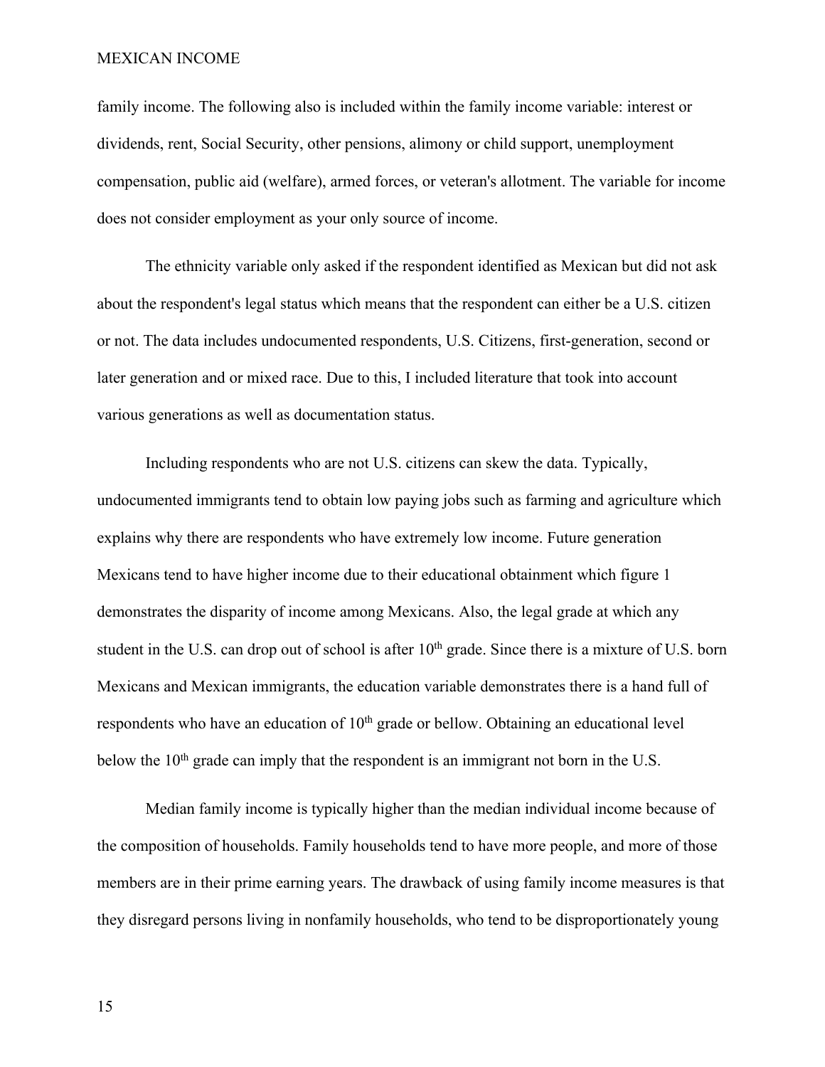family income. The following also is included within the family income variable: interest or dividends, rent, Social Security, other pensions, alimony or child support, unemployment compensation, public aid (welfare), armed forces, or veteran's allotment. The variable for income does not consider employment as your only source of income.

The ethnicity variable only asked if the respondent identified as Mexican but did not ask about the respondent's legal status which means that the respondent can either be a U.S. citizen or not. The data includes undocumented respondents, U.S. Citizens, first-generation, second or later generation and or mixed race. Due to this, I included literature that took into account various generations as well as documentation status.

Including respondents who are not U.S. citizens can skew the data. Typically, undocumented immigrants tend to obtain low paying jobs such as farming and agriculture which explains why there are respondents who have extremely low income. Future generation Mexicans tend to have higher income due to their educational obtainment which figure 1 demonstrates the disparity of income among Mexicans. Also, the legal grade at which any student in the U.S. can drop out of school is after 10th grade. Since there is a mixture of U.S. born Mexicans and Mexican immigrants, the education variable demonstrates there is a hand full of respondents who have an education of 10th grade or bellow. Obtaining an educational level below the 10th grade can imply that the respondent is an immigrant not born in the U.S.

Median family income is typically higher than the median individual income because of the composition of households. Family households tend to have more people, and more of those members are in their prime earning years. The drawback of using family income measures is that they disregard persons living in nonfamily households, who tend to be disproportionately young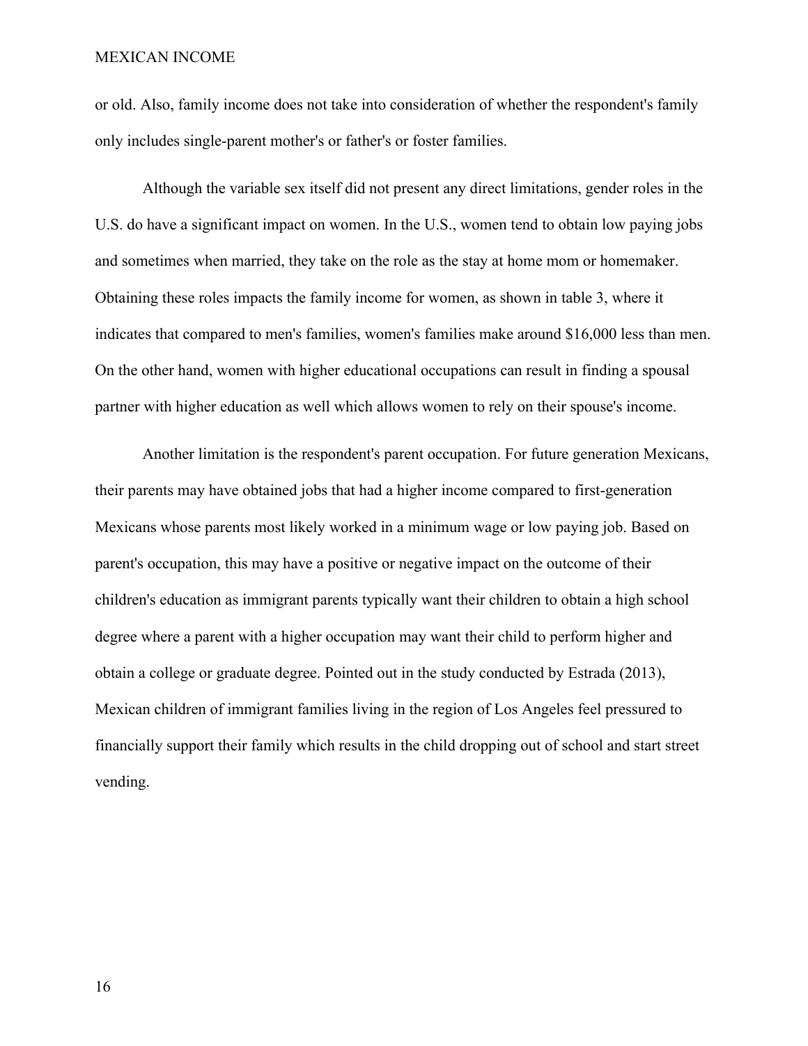or old. Also, family income does not take into consideration of whether the respondent's family only includes single-parent mother's or father's or foster families.

Although the variable sex itself did not present any direct limitations, gender roles in the U.S. do have a significant impact on women. In the U.S., women tend to obtain low paying jobs and sometimes when married, they take on the role as the stay at home mom or homemaker. Obtaining these roles impacts the family income for women, as shown in table 3, where it indicates that compared to men's families, women's families make around $16,000 less than men. On the other hand, women with higher educational occupations can result in finding a spousal partner with higher education as well which allows women to rely on their spouse's income.

Another limitation is the respondent's parent occupation. For future generation Mexicans, their parents may have obtained jobs that had a higher income compared to first-generation Mexicans whose parents most likely worked in a minimum wage or low paying job. Based on parent's occupation, this may have a positive or negative impact on the outcome of their children's education as immigrant parents typically want their children to obtain a high school degree where a parent with a higher occupation may want their child to perform higher and obtain a college or graduate degree. Pointed out in the study conducted by Estrada (2013), Mexican children of immigrant families living in the region of Los Angeles feel pressured to financially support their family which results in the child dropping out of school and start street vending.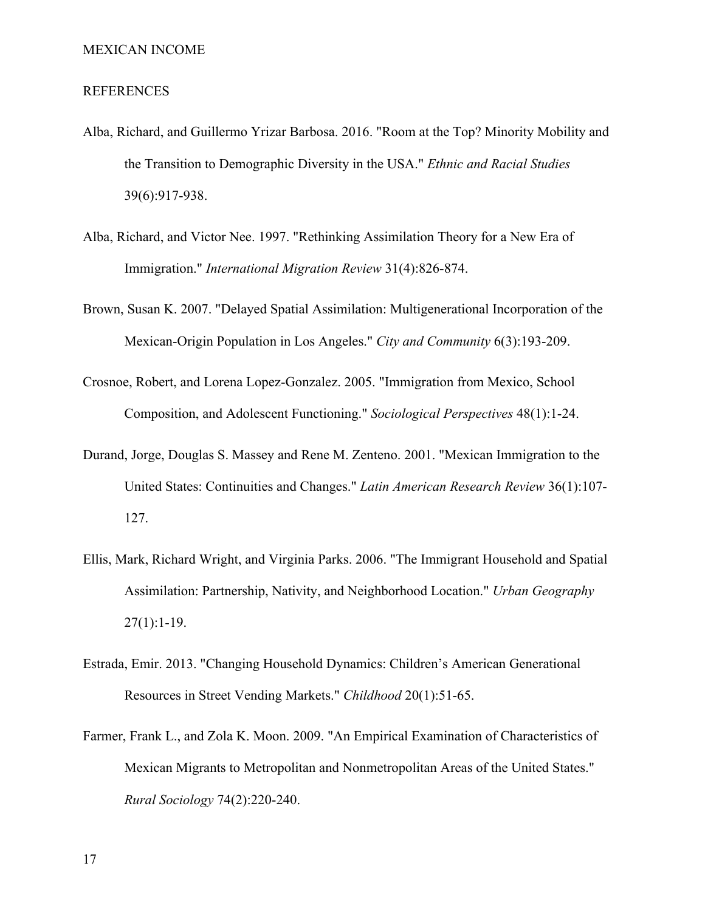## REFERENCES

Alba, Richard, and Guillermo Yrizar Barbosa. 2016. "Room at the Top? Minority Mobility and the Transition to Demographic Diversity in the USA." *Ethnic and Racial Studies* 39(6):917-938.

Alba, Richard, and Victor Nee. 1997. "Rethinking Assimilation Theory for a New Era of Immigration." *International Migration Review* 31(4):826-874.

Brown, Susan K. 2007. "Delayed Spatial Assimilation: Multigenerational Incorporation of the Mexican-Origin Population in Los Angeles." *City and Community* 6(3):193-209.

Crosnoe, Robert, and Lorena Lopez-Gonzalez. 2005. "Immigration from Mexico, School Composition, and Adolescent Functioning." *Sociological Perspectives* 48(1):1-24.

Durand, Jorge, Douglas S. Massey and Rene M. Zenteno. 2001. "Mexican Immigration to the United States: Continuities and Changes." *Latin American Research Review* 36(1):107-127.

Ellis, Mark, Richard Wright, and Virginia Parks. 2006. "The Immigrant Household and Spatial Assimilation: Partnership, Nativity, and Neighborhood Location." *Urban Geography* 27(1):1-19.

Estrada, Emir. 2013. "Changing Household Dynamics: Children's American Generational Resources in Street Vending Markets." *Childhood* 20(1):51-65.

Farmer, Frank L., and Zola K. Moon. 2009. "An Empirical Examination of Characteristics of Mexican Migrants to Metropolitan and Nonmetropolitan Areas of the United States." *Rural Sociology* 74(2):220-240.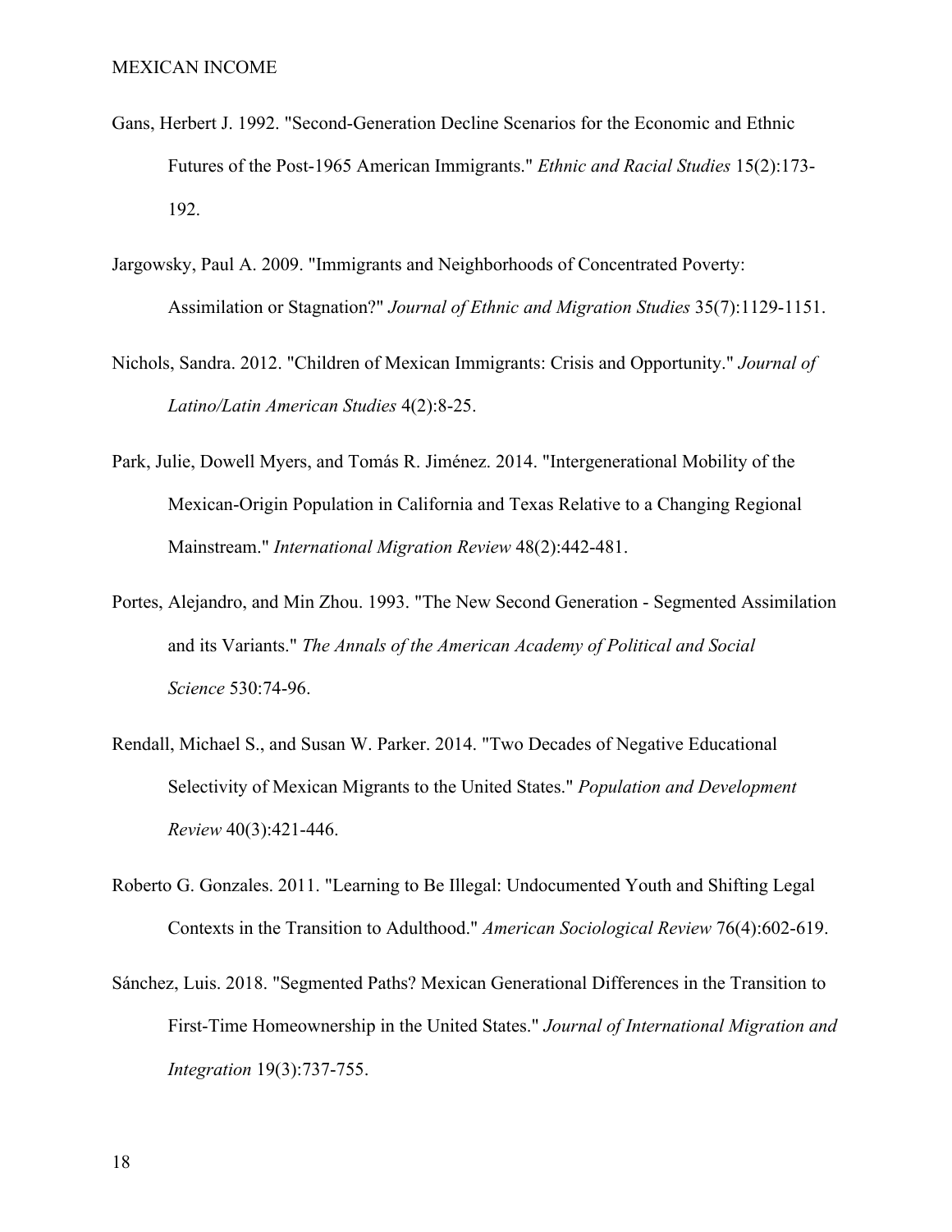Gans, Herbert J. 1992. "Second-Generation Decline Scenarios for the Economic and Ethnic Futures of the Post-1965 American Immigrants." *Ethnic and Racial Studies* 15(2):173-192.

Jargowsky, Paul A. 2009. "Immigrants and Neighborhoods of Concentrated Poverty: Assimilation or Stagnation?" *Journal of Ethnic and Migration Studies* 35(7):1129-1151.

Nichols, Sandra. 2012. "Children of Mexican Immigrants: Crisis and Opportunity." *Journal of Latino/Latin American Studies* 4(2):8-25.

Park, Julie, Dowell Myers, and Tomás R. Jiménez. 2014. "Intergenerational Mobility of the Mexican-Origin Population in California and Texas Relative to a Changing Regional Mainstream." *International Migration Review* 48(2):442-481.

Portes, Alejandro, and Min Zhou. 1993. "The New Second Generation - Segmented Assimilation and its Variants." *The Annals of the American Academy of Political and Social Science* 530:74-96.

Rendall, Michael S., and Susan W. Parker. 2014. "Two Decades of Negative Educational Selectivity of Mexican Migrants to the United States." *Population and Development Review* 40(3):421-446.

Roberto G. Gonzales. 2011. "Learning to Be Illegal: Undocumented Youth and Shifting Legal Contexts in the Transition to Adulthood." *American Sociological Review* 76(4):602-619.

Sánchez, Luis. 2018. "Segmented Paths? Mexican Generational Differences in the Transition to First-Time Homeownership in the United States." *Journal of International Migration and Integration* 19(3):737-755.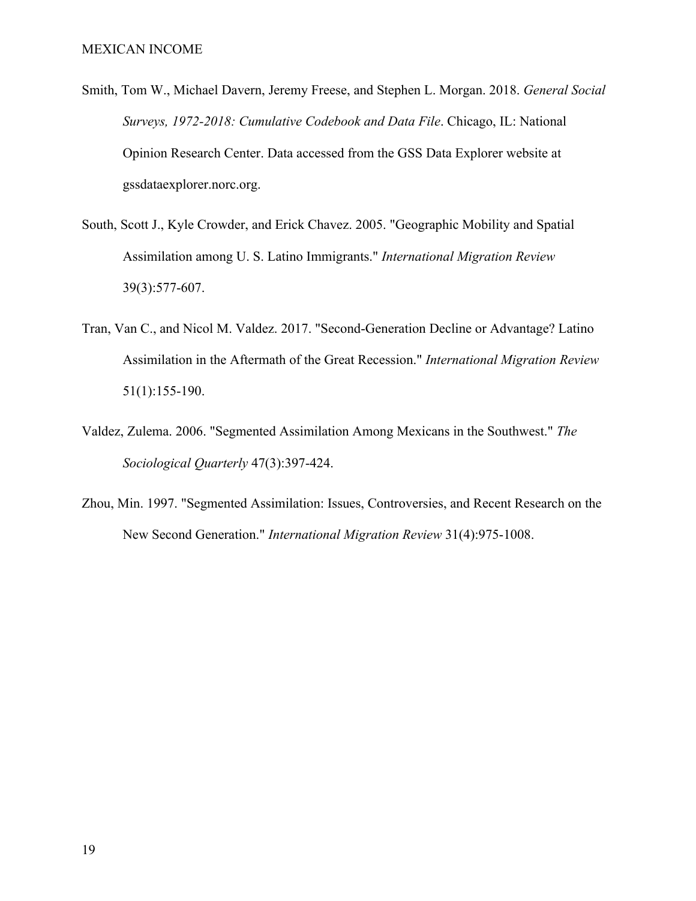Smith, Tom W., Michael Davern, Jeremy Freese, and Stephen L. Morgan. 2018. *General Social Surveys, 1972-2018: Cumulative Codebook and Data File*. Chicago, IL: National Opinion Research Center. Data accessed from the GSS Data Explorer website at gssdataexplorer.norc.org.

South, Scott J., Kyle Crowder, and Erick Chavez. 2005. "Geographic Mobility and Spatial Assimilation among U. S. Latino Immigrants." *International Migration Review* 39(3):577-607.

Tran, Van C., and Nicol M. Valdez. 2017. "Second-Generation Decline or Advantage? Latino Assimilation in the Aftermath of the Great Recession." *International Migration Review* 51(1):155-190.

Valdez, Zulema. 2006. "Segmented Assimilation Among Mexicans in the Southwest." *The Sociological Quarterly* 47(3):397-424.

Zhou, Min. 1997. "Segmented Assimilation: Issues, Controversies, and Recent Research on the New Second Generation." *International Migration Review* 31(4):975-1008.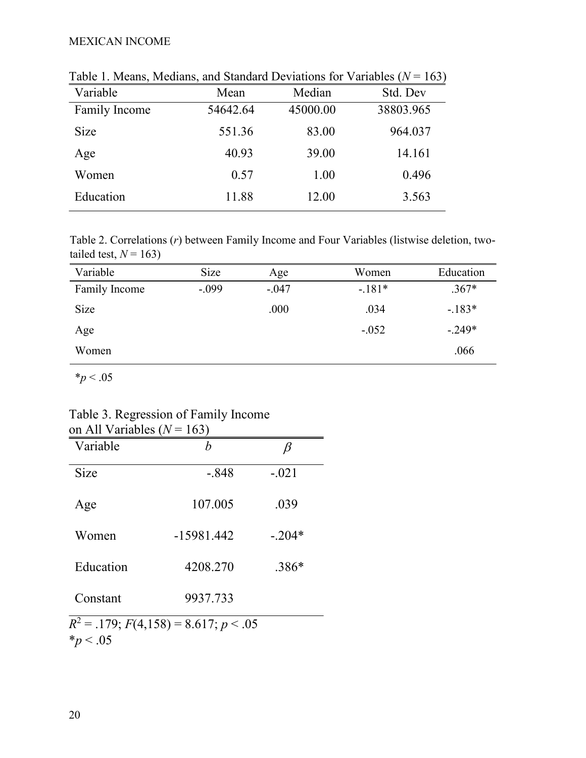Table 1. Means, Medians, and Standard Deviations for Variables ($N$ = 163)

| Variable | Mean | Median | Std. Dev |
|---|---|---|---|
| Family Income | 54642.64 | 45000.00 | 38803.965 |
| Size | 551.36 | 83.00 | 964.037 |
| Age | 40.93 | 39.00 | 14.161 |
| Women | 0.57 | 1.00 | 0.496 |
| Education | 11.88 | 12.00 | 3.563 |

Table 2. Correlations ($r$) between Family Income and Four Variables (listwise deletion, two-tailed test, $N$ = 163)

| Variable | Size | Age | Women | Education |
|---|---|---|---|---|
| Family Income | -.099 | -.047 | -.181* | .367* |
| Size | | .000 | .034 | -.183* |
| Age | | | -.052 | -.249* |
| Women | | | | .066 |

*$p < .05$

Table 3. Regression of Family Income on All Variables ($N$ = 163)

| Variable | $b$ | $\beta$ |
|---|---|---|
| Size | -.848 | -.021 |
| Age | 107.005 | .039 |
| Women | -15981.442 | -.204* |
| Education | 4208.270 | .386* |
| Constant | 9937.733 | |

$R^2 = .179$; $F(4,158) = 8.617$; $p < .05$

*$p < .05$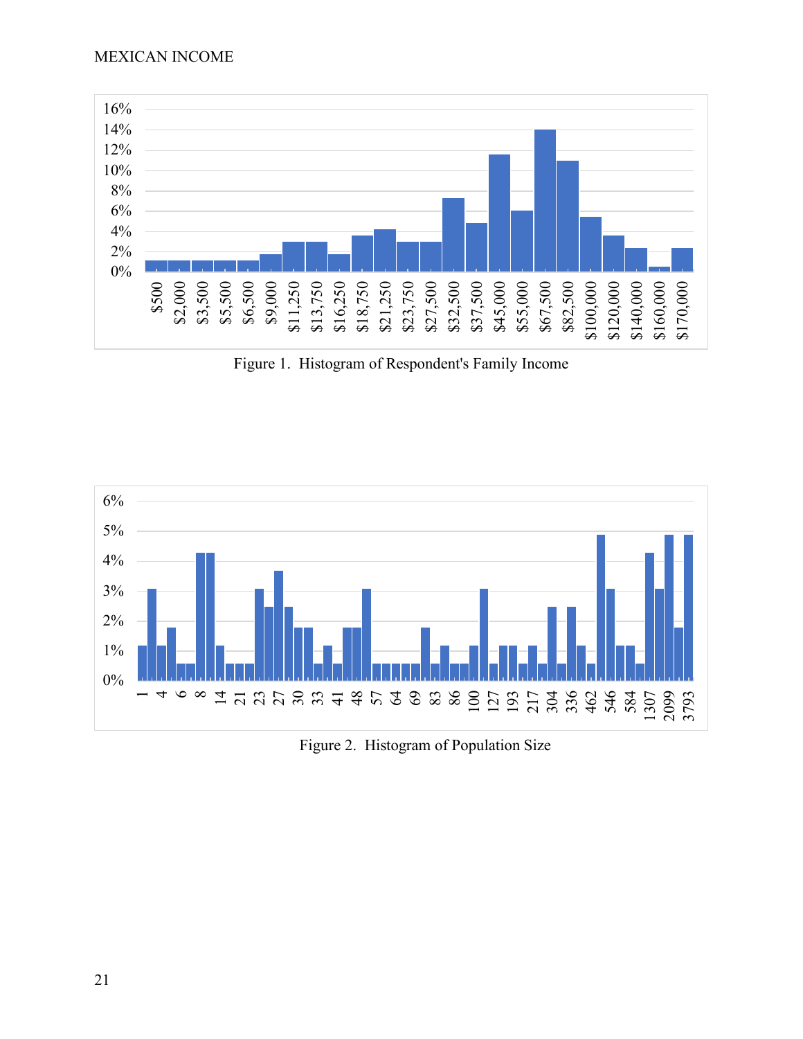Figure 1. Histogram of Respondent's Family Income

Figure 2. Histogram of Population Size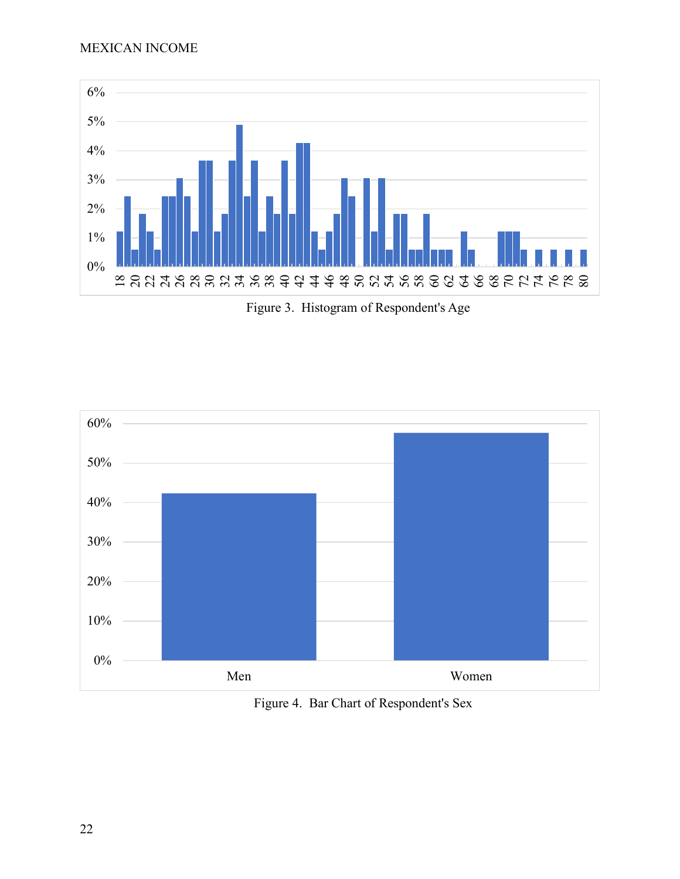Figure 3. Histogram of Respondent's Age

Figure 4. Bar Chart of Respondent's Sex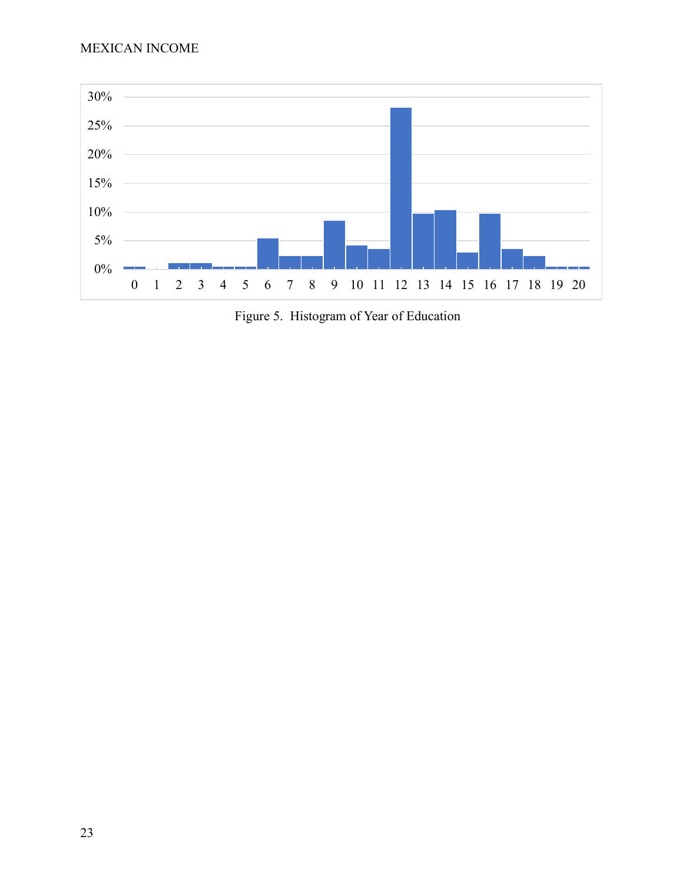30%
25%
20%
15%
10%
5%
0%

0 1 2 3 4 5 6 7 8 9 10 11 12 13 14 15 16 17 18 19 20

Figure 5. Histogram of Year of Education